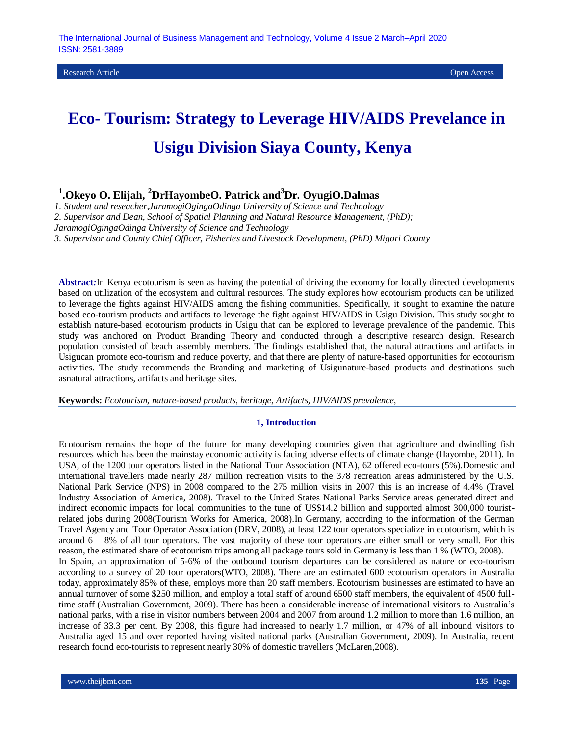Research Article | Open Access

# Eco- Tourism: Strategy to Leverage HIV/AIDS Prevelance in Usigu Division Siaya County, Kenya

**[1].Okeyo O. Elijah, [2]DrHayombeO. Patrick and[3]Dr. OyugiO.Dalmas**

*1. Student and reseacher,JaramogiOgingaOdinga University of Science and Technology*
*2. Supervisor and Dean, School of Spatial Planning and Natural Resource Management, (PhD); JaramogiOgingaOdinga University of Science and Technology*
*3. Supervisor and County Chief Officer, Fisheries and Livestock Development, (PhD) Migori County*

**Abstract:**In Kenya ecotourism is seen as having the potential of driving the economy for locally directed developments based on utilization of the ecosystem and cultural resources. The study explores how ecotourism products can be utilized to leverage the fights against HIV/AIDS among the fishing communities. Specifically, it sought to examine the nature based eco-tourism products and artifacts to leverage the fight against HIV/AIDS in Usigu Division. This study sought to establish nature-based ecotourism products in Usigu that can be explored to leverage prevalence of the pandemic. This study was anchored on Product Branding Theory and conducted through a descriptive research design. Research population consisted of beach assembly members. The findings established that, the natural attractions and artifacts in Usigucan promote eco-tourism and reduce poverty, and that there are plenty of nature-based opportunities for ecotourism activities. The study recommends the Branding and marketing of Usigunature-based products and destinations such asnatural attractions, artifacts and heritage sites.

**Keywords:** *Ecotourism, nature-based products, heritage, Artifacts, HIV/AIDS prevalence,*

## 1, Introduction

Ecotourism remains the hope of the future for many developing countries given that agriculture and dwindling fish resources which has been the mainstay economic activity is facing adverse effects of climate change (Hayombe, 2011). In USA, of the 1200 tour operators listed in the National Tour Association (NTA), 62 offered eco-tours (5%).Domestic and international travellers made nearly 287 million recreation visits to the 378 recreation areas administered by the U.S. National Park Service (NPS) in 2008 compared to the 275 million visits in 2007 this is an increase of 4.4% (Travel Industry Association of America, 2008). Travel to the United States National Parks Service areas generated direct and indirect economic impacts for local communities to the tune of US$14.2 billion and supported almost 300,000 tourist-related jobs during 2008(Tourism Works for America, 2008).In Germany, according to the information of the German Travel Agency and Tour Operator Association (DRV, 2008), at least 122 tour operators specialize in ecotourism, which is around 6 – 8% of all tour operators. The vast majority of these tour operators are either small or very small. For this reason, the estimated share of ecotourism trips among all package tours sold in Germany is less than 1 % (WTO, 2008).

In Spain, an approximation of 5-6% of the outbound tourism departures can be considered as nature or eco-tourism according to a survey of 20 tour operators(WTO, 2008). There are an estimated 600 ecotourism operators in Australia today, approximately 85% of these, employs more than 20 staff members. Ecotourism businesses are estimated to have an annual turnover of some $250 million, and employ a total staff of around 6500 staff members, the equivalent of 4500 full-time staff (Australian Government, 2009). There has been a considerable increase of international visitors to Australia's national parks, with a rise in visitor numbers between 2004 and 2007 from around 1.2 million to more than 1.6 million, an increase of 33.3 per cent. By 2008, this figure had increased to nearly 1.7 million, or 47% of all inbound visitors to Australia aged 15 and over reported having visited national parks (Australian Government, 2009). In Australia, recent research found eco-tourists to represent nearly 30% of domestic travellers (McLaren,2008).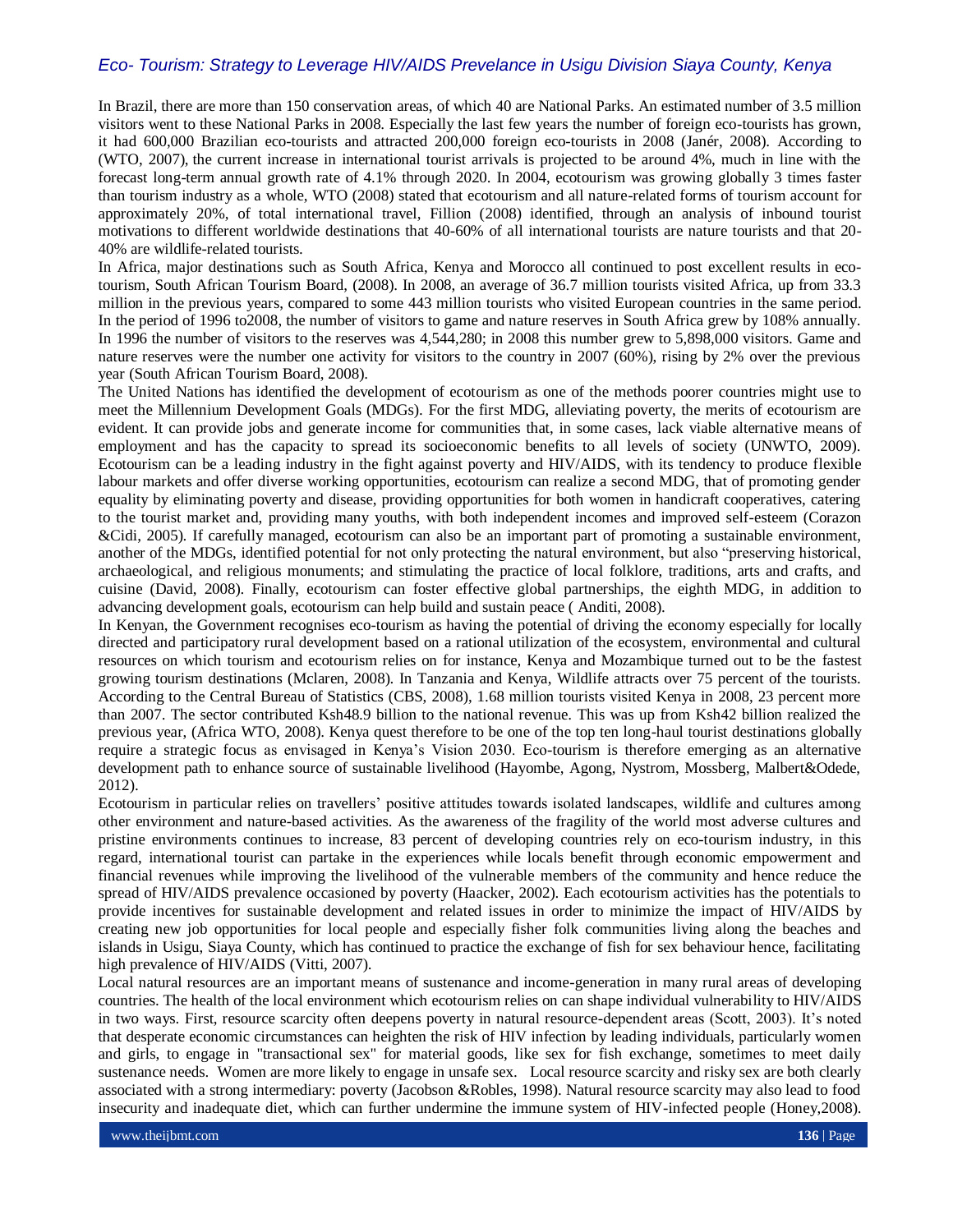In Brazil, there are more than 150 conservation areas, of which 40 are National Parks. An estimated number of 3.5 million visitors went to these National Parks in 2008. Especially the last few years the number of foreign eco-tourists has grown, it had 600,000 Brazilian eco-tourists and attracted 200,000 foreign eco-tourists in 2008 (Janér, 2008). According to (WTO, 2007), the current increase in international tourist arrivals is projected to be around 4%, much in line with the forecast long-term annual growth rate of 4.1% through 2020. In 2004, ecotourism was growing globally 3 times faster than tourism industry as a whole, WTO (2008) stated that ecotourism and all nature-related forms of tourism account for approximately 20%, of total international travel, Fillion (2008) identified, through an analysis of inbound tourist motivations to different worldwide destinations that 40-60% of all international tourists are nature tourists and that 20-40% are wildlife-related tourists.

In Africa, major destinations such as South Africa, Kenya and Morocco all continued to post excellent results in eco-tourism, South African Tourism Board, (2008). In 2008, an average of 36.7 million tourists visited Africa, up from 33.3 million in the previous years, compared to some 443 million tourists who visited European countries in the same period. In the period of 1996 to2008, the number of visitors to game and nature reserves in South Africa grew by 108% annually. In 1996 the number of visitors to the reserves was 4,544,280; in 2008 this number grew to 5,898,000 visitors. Game and nature reserves were the number one activity for visitors to the country in 2007 (60%), rising by 2% over the previous year (South African Tourism Board, 2008).

The United Nations has identified the development of ecotourism as one of the methods poorer countries might use to meet the Millennium Development Goals (MDGs). For the first MDG, alleviating poverty, the merits of ecotourism are evident. It can provide jobs and generate income for communities that, in some cases, lack viable alternative means of employment and has the capacity to spread its socioeconomic benefits to all levels of society (UNWTO, 2009). Ecotourism can be a leading industry in the fight against poverty and HIV/AIDS, with its tendency to produce flexible labour markets and offer diverse working opportunities, ecotourism can realize a second MDG, that of promoting gender equality by eliminating poverty and disease, providing opportunities for both women in handicraft cooperatives, catering to the tourist market and, providing many youths, with both independent incomes and improved self-esteem (Corazon &Cidi, 2005). If carefully managed, ecotourism can also be an important part of promoting a sustainable environment, another of the MDGs, identified potential for not only protecting the natural environment, but also "preserving historical, archaeological, and religious monuments; and stimulating the practice of local folklore, traditions, arts and crafts, and cuisine (David, 2008). Finally, ecotourism can foster effective global partnerships, the eighth MDG, in addition to advancing development goals, ecotourism can help build and sustain peace ( Anditi, 2008).

In Kenyan, the Government recognises eco-tourism as having the potential of driving the economy especially for locally directed and participatory rural development based on a rational utilization of the ecosystem, environmental and cultural resources on which tourism and ecotourism relies on for instance, Kenya and Mozambique turned out to be the fastest growing tourism destinations (Mclaren, 2008). In Tanzania and Kenya, Wildlife attracts over 75 percent of the tourists. According to the Central Bureau of Statistics (CBS, 2008), 1.68 million tourists visited Kenya in 2008, 23 percent more than 2007. The sector contributed Ksh48.9 billion to the national revenue. This was up from Ksh42 billion realized the previous year, (Africa WTO, 2008). Kenya quest therefore to be one of the top ten long-haul tourist destinations globally require a strategic focus as envisaged in Kenya's Vision 2030. Eco-tourism is therefore emerging as an alternative development path to enhance source of sustainable livelihood (Hayombe, Agong, Nystrom, Mossberg, Malbert&Odede, 2012).

Ecotourism in particular relies on travellers' positive attitudes towards isolated landscapes, wildlife and cultures among other environment and nature-based activities. As the awareness of the fragility of the world most adverse cultures and pristine environments continues to increase, 83 percent of developing countries rely on eco-tourism industry, in this regard, international tourist can partake in the experiences while locals benefit through economic empowerment and financial revenues while improving the livelihood of the vulnerable members of the community and hence reduce the spread of HIV/AIDS prevalence occasioned by poverty (Haacker, 2002). Each ecotourism activities has the potentials to provide incentives for sustainable development and related issues in order to minimize the impact of HIV/AIDS by creating new job opportunities for local people and especially fisher folk communities living along the beaches and islands in Usigu, Siaya County, which has continued to practice the exchange of fish for sex behaviour hence, facilitating high prevalence of HIV/AIDS (Vitti, 2007).

Local natural resources are an important means of sustenance and income-generation in many rural areas of developing countries. The health of the local environment which ecotourism relies on can shape individual vulnerability to HIV/AIDS in two ways. First, resource scarcity often deepens poverty in natural resource-dependent areas (Scott, 2003). It's noted that desperate economic circumstances can heighten the risk of HIV infection by leading individuals, particularly women and girls, to engage in "transactional sex" for material goods, like sex for fish exchange, sometimes to meet daily sustenance needs. Women are more likely to engage in unsafe sex. Local resource scarcity and risky sex are both clearly associated with a strong intermediary: poverty (Jacobson &Robles, 1998). Natural resource scarcity may also lead to food insecurity and inadequate diet, which can further undermine the immune system of HIV-infected people (Honey,2008).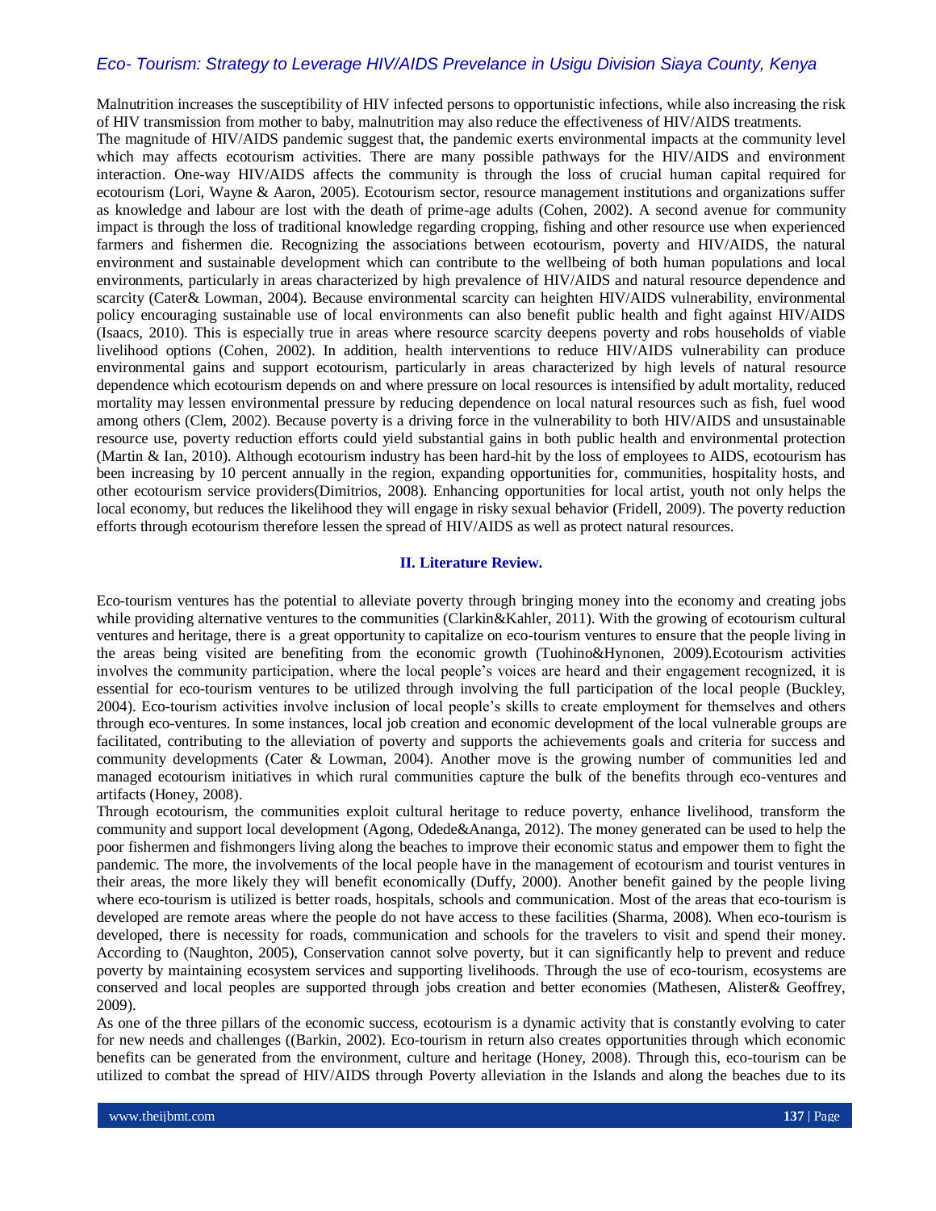Malnutrition increases the susceptibility of HIV infected persons to opportunistic infections, while also increasing the risk of HIV transmission from mother to baby, malnutrition may also reduce the effectiveness of HIV/AIDS treatments.

The magnitude of HIV/AIDS pandemic suggest that, the pandemic exerts environmental impacts at the community level which may affects ecotourism activities. There are many possible pathways for the HIV/AIDS and environment interaction. One-way HIV/AIDS affects the community is through the loss of crucial human capital required for ecotourism (Lori, Wayne & Aaron, 2005). Ecotourism sector, resource management institutions and organizations suffer as knowledge and labour are lost with the death of prime-age adults (Cohen, 2002). A second avenue for community impact is through the loss of traditional knowledge regarding cropping, fishing and other resource use when experienced farmers and fishermen die. Recognizing the associations between ecotourism, poverty and HIV/AIDS, the natural environment and sustainable development which can contribute to the wellbeing of both human populations and local environments, particularly in areas characterized by high prevalence of HIV/AIDS and natural resource dependence and scarcity (Cater& Lowman, 2004). Because environmental scarcity can heighten HIV/AIDS vulnerability, environmental policy encouraging sustainable use of local environments can also benefit public health and fight against HIV/AIDS (Isaacs, 2010). This is especially true in areas where resource scarcity deepens poverty and robs households of viable livelihood options (Cohen, 2002). In addition, health interventions to reduce HIV/AIDS vulnerability can produce environmental gains and support ecotourism, particularly in areas characterized by high levels of natural resource dependence which ecotourism depends on and where pressure on local resources is intensified by adult mortality, reduced mortality may lessen environmental pressure by reducing dependence on local natural resources such as fish, fuel wood among others (Clem, 2002). Because poverty is a driving force in the vulnerability to both HIV/AIDS and unsustainable resource use, poverty reduction efforts could yield substantial gains in both public health and environmental protection (Martin & Ian, 2010). Although ecotourism industry has been hard-hit by the loss of employees to AIDS, ecotourism has been increasing by 10 percent annually in the region, expanding opportunities for, communities, hospitality hosts, and other ecotourism service providers(Dimitrios, 2008). Enhancing opportunities for local artist, youth not only helps the local economy, but reduces the likelihood they will engage in risky sexual behavior (Fridell, 2009). The poverty reduction efforts through ecotourism therefore lessen the spread of HIV/AIDS as well as protect natural resources.

## II. Literature Review.

Eco-tourism ventures has the potential to alleviate poverty through bringing money into the economy and creating jobs while providing alternative ventures to the communities (Clarkin&Kahler, 2011). With the growing of ecotourism cultural ventures and heritage, there is a great opportunity to capitalize on eco-tourism ventures to ensure that the people living in the areas being visited are benefiting from the economic growth (Tuohino&Hynonen, 2009).Ecotourism activities involves the community participation, where the local people's voices are heard and their engagement recognized, it is essential for eco-tourism ventures to be utilized through involving the full participation of the local people (Buckley, 2004). Eco-tourism activities involve inclusion of local people's skills to create employment for themselves and others through eco-ventures. In some instances, local job creation and economic development of the local vulnerable groups are facilitated, contributing to the alleviation of poverty and supports the achievements goals and criteria for success and community developments (Cater & Lowman, 2004). Another move is the growing number of communities led and managed ecotourism initiatives in which rural communities capture the bulk of the benefits through eco-ventures and artifacts (Honey, 2008).

Through ecotourism, the communities exploit cultural heritage to reduce poverty, enhance livelihood, transform the community and support local development (Agong, Odede&Ananga, 2012). The money generated can be used to help the poor fishermen and fishmongers living along the beaches to improve their economic status and empower them to fight the pandemic. The more, the involvements of the local people have in the management of ecotourism and tourist ventures in their areas, the more likely they will benefit economically (Duffy, 2000). Another benefit gained by the people living where eco-tourism is utilized is better roads, hospitals, schools and communication. Most of the areas that eco-tourism is developed are remote areas where the people do not have access to these facilities (Sharma, 2008). When eco-tourism is developed, there is necessity for roads, communication and schools for the travelers to visit and spend their money. According to (Naughton, 2005), Conservation cannot solve poverty, but it can significantly help to prevent and reduce poverty by maintaining ecosystem services and supporting livelihoods. Through the use of eco-tourism, ecosystems are conserved and local peoples are supported through jobs creation and better economies (Mathesen, Alister& Geoffrey, 2009).

As one of the three pillars of the economic success, ecotourism is a dynamic activity that is constantly evolving to cater for new needs and challenges ((Barkin, 2002). Eco-tourism in return also creates opportunities through which economic benefits can be generated from the environment, culture and heritage (Honey, 2008). Through this, eco-tourism can be utilized to combat the spread of HIV/AIDS through Poverty alleviation in the Islands and along the beaches due to its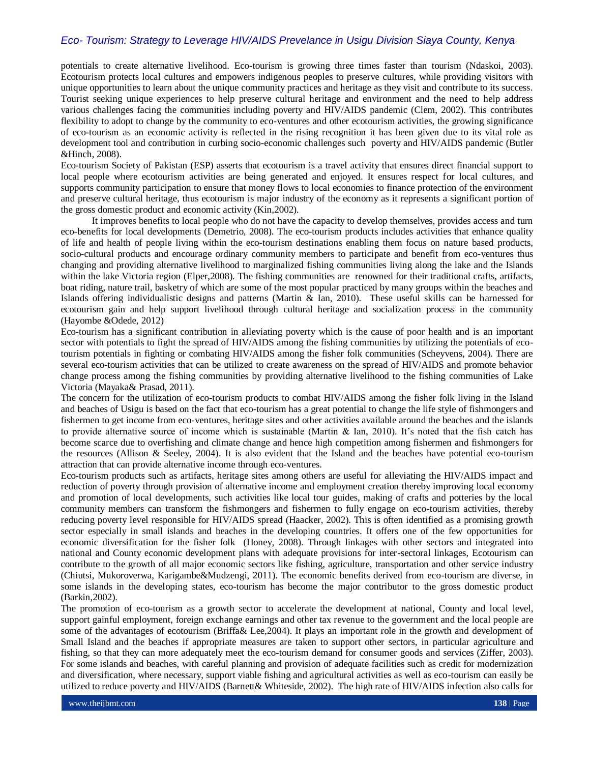potentials to create alternative livelihood. Eco-tourism is growing three times faster than tourism (Ndaskoi, 2003). Ecotourism protects local cultures and empowers indigenous peoples to preserve cultures, while providing visitors with unique opportunities to learn about the unique community practices and heritage as they visit and contribute to its success. Tourist seeking unique experiences to help preserve cultural heritage and environment and the need to help address various challenges facing the communities including poverty and HIV/AIDS pandemic (Clem, 2002). This contributes flexibility to adopt to change by the community to eco-ventures and other ecotourism activities, the growing significance of eco-tourism as an economic activity is reflected in the rising recognition it has been given due to its vital role as development tool and contribution in curbing socio-economic challenges such poverty and HIV/AIDS pandemic (Butler &Hinch, 2008).

Eco-tourism Society of Pakistan (ESP) asserts that ecotourism is a travel activity that ensures direct financial support to local people where ecotourism activities are being generated and enjoyed. It ensures respect for local cultures, and supports community participation to ensure that money flows to local economies to finance protection of the environment and preserve cultural heritage, thus ecotourism is major industry of the economy as it represents a significant portion of the gross domestic product and economic activity (Kin,2002).

It improves benefits to local people who do not have the capacity to develop themselves, provides access and turn eco-benefits for local developments (Demetrio, 2008). The eco-tourism products includes activities that enhance quality of life and health of people living within the eco-tourism destinations enabling them focus on nature based products, socio-cultural products and encourage ordinary community members to participate and benefit from eco-ventures thus changing and providing alternative livelihood to marginalized fishing communities living along the lake and the Islands within the lake Victoria region (Elper,2008). The fishing communities are renowned for their traditional crafts, artifacts, boat riding, nature trail, basketry of which are some of the most popular practiced by many groups within the beaches and Islands offering individualistic designs and patterns (Martin & Ian, 2010). These useful skills can be harnessed for ecotourism gain and help support livelihood through cultural heritage and socialization process in the community (Hayombe &Odede, 2012)

Eco-tourism has a significant contribution in alleviating poverty which is the cause of poor health and is an important sector with potentials to fight the spread of HIV/AIDS among the fishing communities by utilizing the potentials of eco-tourism potentials in fighting or combating HIV/AIDS among the fisher folk communities (Scheyvens, 2004). There are several eco-tourism activities that can be utilized to create awareness on the spread of HIV/AIDS and promote behavior change process among the fishing communities by providing alternative livelihood to the fishing communities of Lake Victoria (Mayaka& Prasad, 2011).

The concern for the utilization of eco-tourism products to combat HIV/AIDS among the fisher folk living in the Island and beaches of Usigu is based on the fact that eco-tourism has a great potential to change the life style of fishmongers and fishermen to get income from eco-ventures, heritage sites and other activities available around the beaches and the islands to provide alternative source of income which is sustainable (Martin & Ian, 2010). It's noted that the fish catch has become scarce due to overfishing and climate change and hence high competition among fishermen and fishmongers for the resources (Allison & Seeley, 2004). It is also evident that the Island and the beaches have potential eco-tourism attraction that can provide alternative income through eco-ventures.

Eco-tourism products such as artifacts, heritage sites among others are useful for alleviating the HIV/AIDS impact and reduction of poverty through provision of alternative income and employment creation thereby improving local economy and promotion of local developments, such activities like local tour guides, making of crafts and potteries by the local community members can transform the fishmongers and fishermen to fully engage on eco-tourism activities, thereby reducing poverty level responsible for HIV/AIDS spread (Haacker, 2002). This is often identified as a promising growth sector especially in small islands and beaches in the developing countries. It offers one of the few opportunities for economic diversification for the fisher folk (Honey, 2008). Through linkages with other sectors and integrated into national and County economic development plans with adequate provisions for inter-sectoral linkages, Ecotourism can contribute to the growth of all major economic sectors like fishing, agriculture, transportation and other service industry (Chiutsi, Mukoroverwa, Karigambe&Mudzengi, 2011). The economic benefits derived from eco-tourism are diverse, in some islands in the developing states, eco-tourism has become the major contributor to the gross domestic product (Barkin,2002).

The promotion of eco-tourism as a growth sector to accelerate the development at national, County and local level, support gainful employment, foreign exchange earnings and other tax revenue to the government and the local people are some of the advantages of ecotourism (Briffa& Lee,2004). It plays an important role in the growth and development of Small Island and the beaches if appropriate measures are taken to support other sectors, in particular agriculture and fishing, so that they can more adequately meet the eco-tourism demand for consumer goods and services (Ziffer, 2003). For some islands and beaches, with careful planning and provision of adequate facilities such as credit for modernization and diversification, where necessary, support viable fishing and agricultural activities as well as eco-tourism can easily be utilized to reduce poverty and HIV/AIDS (Barnett& Whiteside, 2002). The high rate of HIV/AIDS infection also calls for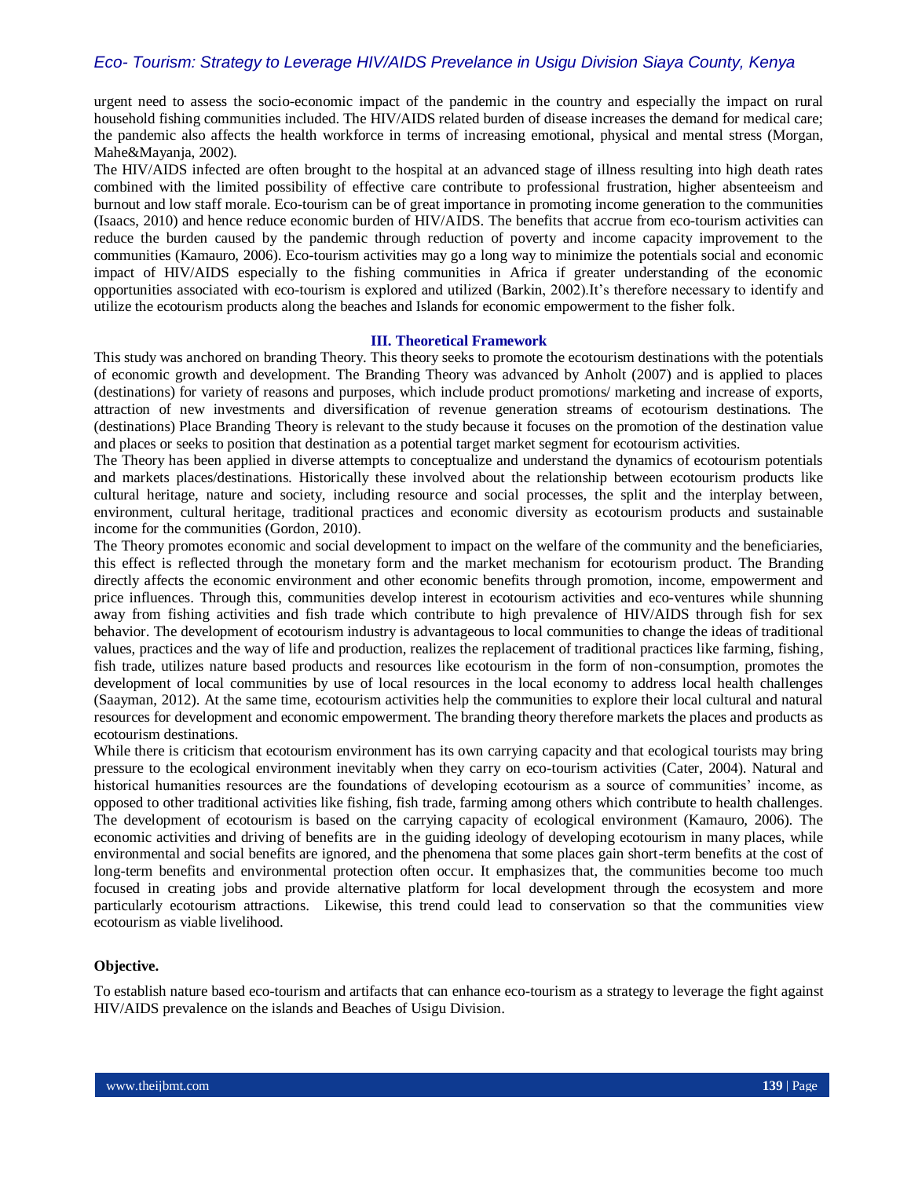urgent need to assess the socio-economic impact of the pandemic in the country and especially the impact on rural household fishing communities included. The HIV/AIDS related burden of disease increases the demand for medical care; the pandemic also affects the health workforce in terms of increasing emotional, physical and mental stress (Morgan, Mahe&Mayanja, 2002).

The HIV/AIDS infected are often brought to the hospital at an advanced stage of illness resulting into high death rates combined with the limited possibility of effective care contribute to professional frustration, higher absenteeism and burnout and low staff morale. Eco-tourism can be of great importance in promoting income generation to the communities (Isaacs, 2010) and hence reduce economic burden of HIV/AIDS. The benefits that accrue from eco-tourism activities can reduce the burden caused by the pandemic through reduction of poverty and income capacity improvement to the communities (Kamauro, 2006). Eco-tourism activities may go a long way to minimize the potentials social and economic impact of HIV/AIDS especially to the fishing communities in Africa if greater understanding of the economic opportunities associated with eco-tourism is explored and utilized (Barkin, 2002).It's therefore necessary to identify and utilize the ecotourism products along the beaches and Islands for economic empowerment to the fisher folk.

## III. Theoretical Framework

This study was anchored on branding Theory. This theory seeks to promote the ecotourism destinations with the potentials of economic growth and development. The Branding Theory was advanced by Anholt (2007) and is applied to places (destinations) for variety of reasons and purposes, which include product promotions/ marketing and increase of exports, attraction of new investments and diversification of revenue generation streams of ecotourism destinations. The (destinations) Place Branding Theory is relevant to the study because it focuses on the promotion of the destination value and places or seeks to position that destination as a potential target market segment for ecotourism activities.

The Theory has been applied in diverse attempts to conceptualize and understand the dynamics of ecotourism potentials and markets places/destinations. Historically these involved about the relationship between ecotourism products like cultural heritage, nature and society, including resource and social processes, the split and the interplay between, environment, cultural heritage, traditional practices and economic diversity as ecotourism products and sustainable income for the communities (Gordon, 2010).

The Theory promotes economic and social development to impact on the welfare of the community and the beneficiaries, this effect is reflected through the monetary form and the market mechanism for ecotourism product. The Branding directly affects the economic environment and other economic benefits through promotion, income, empowerment and price influences. Through this, communities develop interest in ecotourism activities and eco-ventures while shunning away from fishing activities and fish trade which contribute to high prevalence of HIV/AIDS through fish for sex behavior. The development of ecotourism industry is advantageous to local communities to change the ideas of traditional values, practices and the way of life and production, realizes the replacement of traditional practices like farming, fishing, fish trade, utilizes nature based products and resources like ecotourism in the form of non-consumption, promotes the development of local communities by use of local resources in the local economy to address local health challenges (Saayman, 2012). At the same time, ecotourism activities help the communities to explore their local cultural and natural resources for development and economic empowerment. The branding theory therefore markets the places and products as ecotourism destinations.

While there is criticism that ecotourism environment has its own carrying capacity and that ecological tourists may bring pressure to the ecological environment inevitably when they carry on eco-tourism activities (Cater, 2004). Natural and historical humanities resources are the foundations of developing ecotourism as a source of communities' income, as opposed to other traditional activities like fishing, fish trade, farming among others which contribute to health challenges. The development of ecotourism is based on the carrying capacity of ecological environment (Kamauro, 2006). The economic activities and driving of benefits are in the guiding ideology of developing ecotourism in many places, while environmental and social benefits are ignored, and the phenomena that some places gain short-term benefits at the cost of long-term benefits and environmental protection often occur. It emphasizes that, the communities become too much focused in creating jobs and provide alternative platform for local development through the ecosystem and more particularly ecotourism attractions. Likewise, this trend could lead to conservation so that the communities view ecotourism as viable livelihood.

### Objective.

To establish nature based eco-tourism and artifacts that can enhance eco-tourism as a strategy to leverage the fight against HIV/AIDS prevalence on the islands and Beaches of Usigu Division.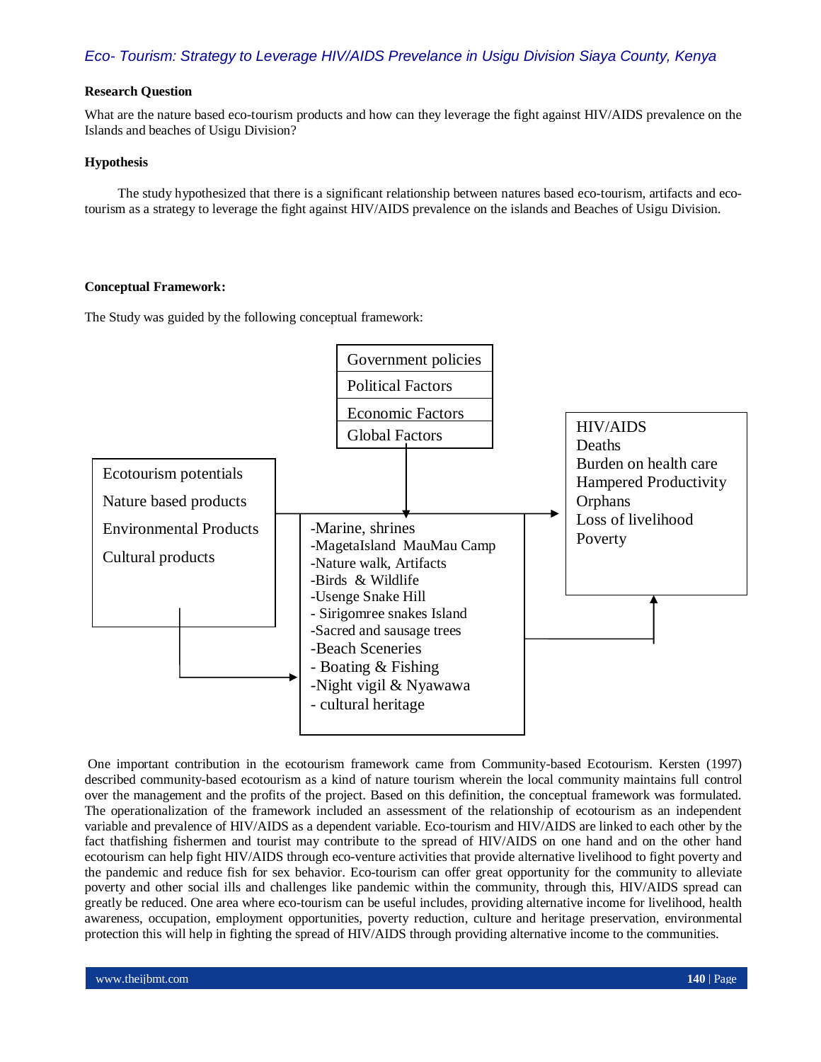**Research Question**

What are the nature based eco-tourism products and how can they leverage the fight against HIV/AIDS prevalence on the Islands and beaches of Usigu Division?

**Hypothesis**

The study hypothesized that there is a significant relationship between natures based eco-tourism, artifacts and eco-tourism as a strategy to leverage the fight against HIV/AIDS prevalence on the islands and Beaches of Usigu Division.

**Conceptual Framework:**

The Study was guided by the following conceptual framework:

Government policies
Political Factors
Economic Factors
Global Factors

Ecotourism potentials
Nature based products
Environmental Products
Cultural products

-Marine, shrines
-MagetaIsland MauMau Camp
-Nature walk, Artifacts
-Birds & Wildlife
-Usenge Snake Hill
- Sirigomree snakes Island
-Sacred and sausage trees
-Beach Sceneries
- Boating & Fishing
-Night vigil & Nyawawa
- cultural heritage

HIV/AIDS
Deaths
Burden on health care
Hampered Productivity
Orphans
Loss of livelihood
Poverty

One important contribution in the ecotourism framework came from Community-based Ecotourism. Kersten (1997) described community-based ecotourism as a kind of nature tourism wherein the local community maintains full control over the management and the profits of the project. Based on this definition, the conceptual framework was formulated. The operationalization of the framework included an assessment of the relationship of ecotourism as an independent variable and prevalence of HIV/AIDS as a dependent variable. Eco-tourism and HIV/AIDS are linked to each other by the fact thatfishing fishermen and tourist may contribute to the spread of HIV/AIDS on one hand and on the other hand ecotourism can help fight HIV/AIDS through eco-venture activities that provide alternative livelihood to fight poverty and the pandemic and reduce fish for sex behavior. Eco-tourism can offer great opportunity for the community to alleviate poverty and other social ills and challenges like pandemic within the community, through this, HIV/AIDS spread can greatly be reduced. One area where eco-tourism can be useful includes, providing alternative income for livelihood, health awareness, occupation, employment opportunities, poverty reduction, culture and heritage preservation, environmental protection this will help in fighting the spread of HIV/AIDS through providing alternative income to the communities.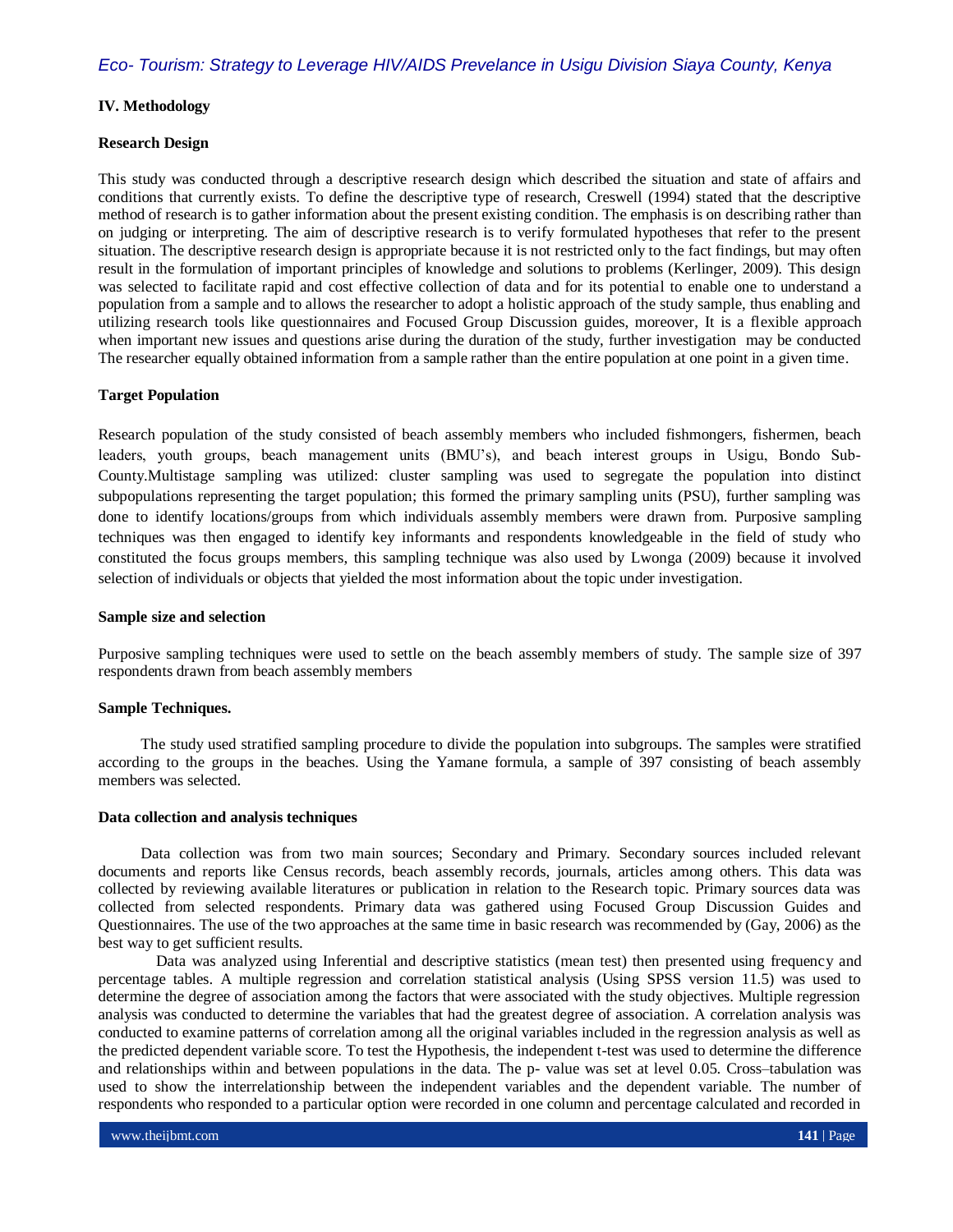## IV. Methodology

### Research Design

This study was conducted through a descriptive research design which described the situation and state of affairs and conditions that currently exists. To define the descriptive type of research, Creswell (1994) stated that the descriptive method of research is to gather information about the present existing condition. The emphasis is on describing rather than on judging or interpreting. The aim of descriptive research is to verify formulated hypotheses that refer to the present situation. The descriptive research design is appropriate because it is not restricted only to the fact findings, but may often result in the formulation of important principles of knowledge and solutions to problems (Kerlinger, 2009). This design was selected to facilitate rapid and cost effective collection of data and for its potential to enable one to understand a population from a sample and to allows the researcher to adopt a holistic approach of the study sample, thus enabling and utilizing research tools like questionnaires and Focused Group Discussion guides, moreover, It is a flexible approach when important new issues and questions arise during the duration of the study, further investigation may be conducted The researcher equally obtained information from a sample rather than the entire population at one point in a given time.

### Target Population

Research population of the study consisted of beach assembly members who included fishmongers, fishermen, beach leaders, youth groups, beach management units (BMU's), and beach interest groups in Usigu, Bondo Sub-County.Multistage sampling was utilized: cluster sampling was used to segregate the population into distinct subpopulations representing the target population; this formed the primary sampling units (PSU), further sampling was done to identify locations/groups from which individuals assembly members were drawn from. Purposive sampling techniques was then engaged to identify key informants and respondents knowledgeable in the field of study who constituted the focus groups members, this sampling technique was also used by Lwonga (2009) because it involved selection of individuals or objects that yielded the most information about the topic under investigation.

### Sample size and selection

Purposive sampling techniques were used to settle on the beach assembly members of study. The sample size of 397 respondents drawn from beach assembly members

### Sample Techniques.

The study used stratified sampling procedure to divide the population into subgroups. The samples were stratified according to the groups in the beaches. Using the Yamane formula, a sample of 397 consisting of beach assembly members was selected.

### Data collection and analysis techniques

Data collection was from two main sources; Secondary and Primary. Secondary sources included relevant documents and reports like Census records, beach assembly records, journals, articles among others. This data was collected by reviewing available literatures or publication in relation to the Research topic. Primary sources data was collected from selected respondents. Primary data was gathered using Focused Group Discussion Guides and Questionnaires. The use of the two approaches at the same time in basic research was recommended by (Gay, 2006) as the best way to get sufficient results.

Data was analyzed using Inferential and descriptive statistics (mean test) then presented using frequency and percentage tables. A multiple regression and correlation statistical analysis (Using SPSS version 11.5) was used to determine the degree of association among the factors that were associated with the study objectives. Multiple regression analysis was conducted to determine the variables that had the greatest degree of association. A correlation analysis was conducted to examine patterns of correlation among all the original variables included in the regression analysis as well as the predicted dependent variable score. To test the Hypothesis, the independent t-test was used to determine the difference and relationships within and between populations in the data. The p- value was set at level 0.05. Cross–tabulation was used to show the interrelationship between the independent variables and the dependent variable. The number of respondents who responded to a particular option were recorded in one column and percentage calculated and recorded in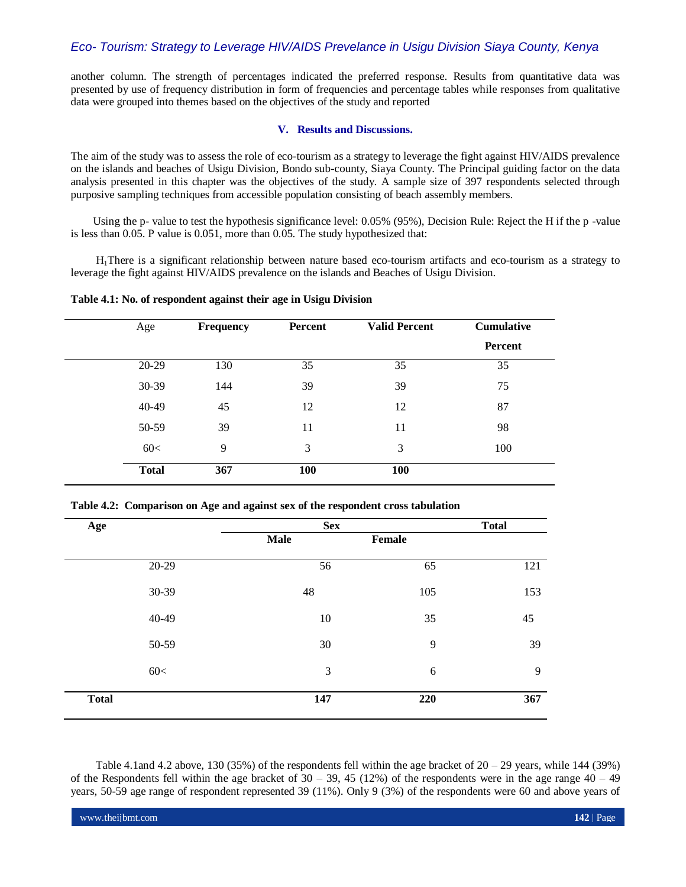another column. The strength of percentages indicated the preferred response. Results from quantitative data was presented by use of frequency distribution in form of frequencies and percentage tables while responses from qualitative data were grouped into themes based on the objectives of the study and reported

## V. Results and Discussions.

The aim of the study was to assess the role of eco-tourism as a strategy to leverage the fight against HIV/AIDS prevalence on the islands and beaches of Usigu Division, Bondo sub-county, Siaya County. The Principal guiding factor on the data analysis presented in this chapter was the objectives of the study. A sample size of 397 respondents selected through purposive sampling techniques from accessible population consisting of beach assembly members.

Using the p- value to test the hypothesis significance level: 0.05% (95%), Decision Rule: Reject the H if the p -value is less than 0.05. P value is 0.051, more than 0.05. The study hypothesized that:

$H_1$There is a significant relationship between nature based eco-tourism artifacts and eco-tourism as a strategy to leverage the fight against HIV/AIDS prevalence on the islands and Beaches of Usigu Division.

**Table 4.1: No. of respondent against their age in Usigu Division**

| Age | Frequency | Percent | Valid Percent | Cumulative Percent |
|---|---|---|---|---|
| 20-29 | 130 | 35 | 35 | 35 |
| 30-39 | 144 | 39 | 39 | 75 |
| 40-49 | 45 | 12 | 12 | 87 |
| 50-59 | 39 | 11 | 11 | 98 |
| 60< | 9 | 3 | 3 | 100 |
| **Total** | **367** | **100** | **100** | |

**Table 4.2: Comparison on Age and against sex of the respondent cross tabulation**

| Age | Sex | | Total |
|---|---|---|---|
| | Male | Female | |
| 20-29 | 56 | 65 | 121 |
| 30-39 | 48 | 105 | 153 |
| 40-49 | 10 | 35 | 45 |
| 50-59 | 30 | 9 | 39 |
| 60< | 3 | 6 | 9 |
| **Total** | **147** | **220** | **367** |

Table 4.1and 4.2 above, 130 (35%) of the respondents fell within the age bracket of 20 – 29 years, while 144 (39%) of the Respondents fell within the age bracket of 30 – 39, 45 (12%) of the respondents were in the age range 40 – 49 years, 50-59 age range of respondent represented 39 (11%). Only 9 (3%) of the respondents were 60 and above years of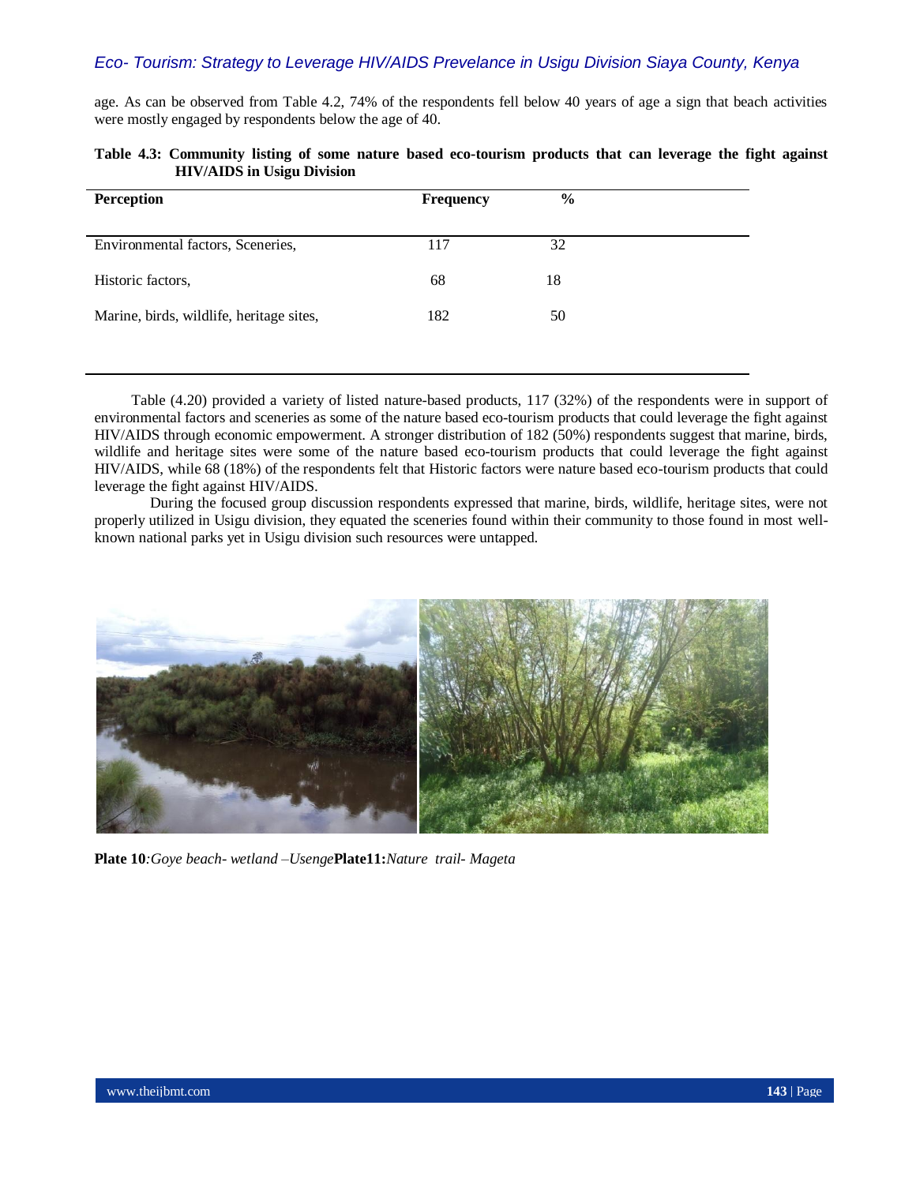age. As can be observed from Table 4.2, 74% of the respondents fell below 40 years of age a sign that beach activities were mostly engaged by respondents below the age of 40.

**Table 4.3: Community listing of some nature based eco-tourism products that can leverage the fight against HIV/AIDS in Usigu Division**

| Perception | Frequency | % |
|---|---|---|
| Environmental factors, Sceneries, | 117 | 32 |
| Historic factors, | 68 | 18 |
| Marine, birds, wildlife, heritage sites, | 182 | 50 |

Table (4.20) provided a variety of listed nature-based products, 117 (32%) of the respondents were in support of environmental factors and sceneries as some of the nature based eco-tourism products that could leverage the fight against HIV/AIDS through economic empowerment. A stronger distribution of 182 (50%) respondents suggest that marine, birds, wildlife and heritage sites were some of the nature based eco-tourism products that could leverage the fight against HIV/AIDS, while 68 (18%) of the respondents felt that Historic factors were nature based eco-tourism products that could leverage the fight against HIV/AIDS.

During the focused group discussion respondents expressed that marine, birds, wildlife, heritage sites, were not properly utilized in Usigu division, they equated the sceneries found within their community to those found in most well-known national parks yet in Usigu division such resources were untapped.

**Plate 10**:*Goye beach- wetland –Usenge* **Plate11:***Nature trail- Mageta*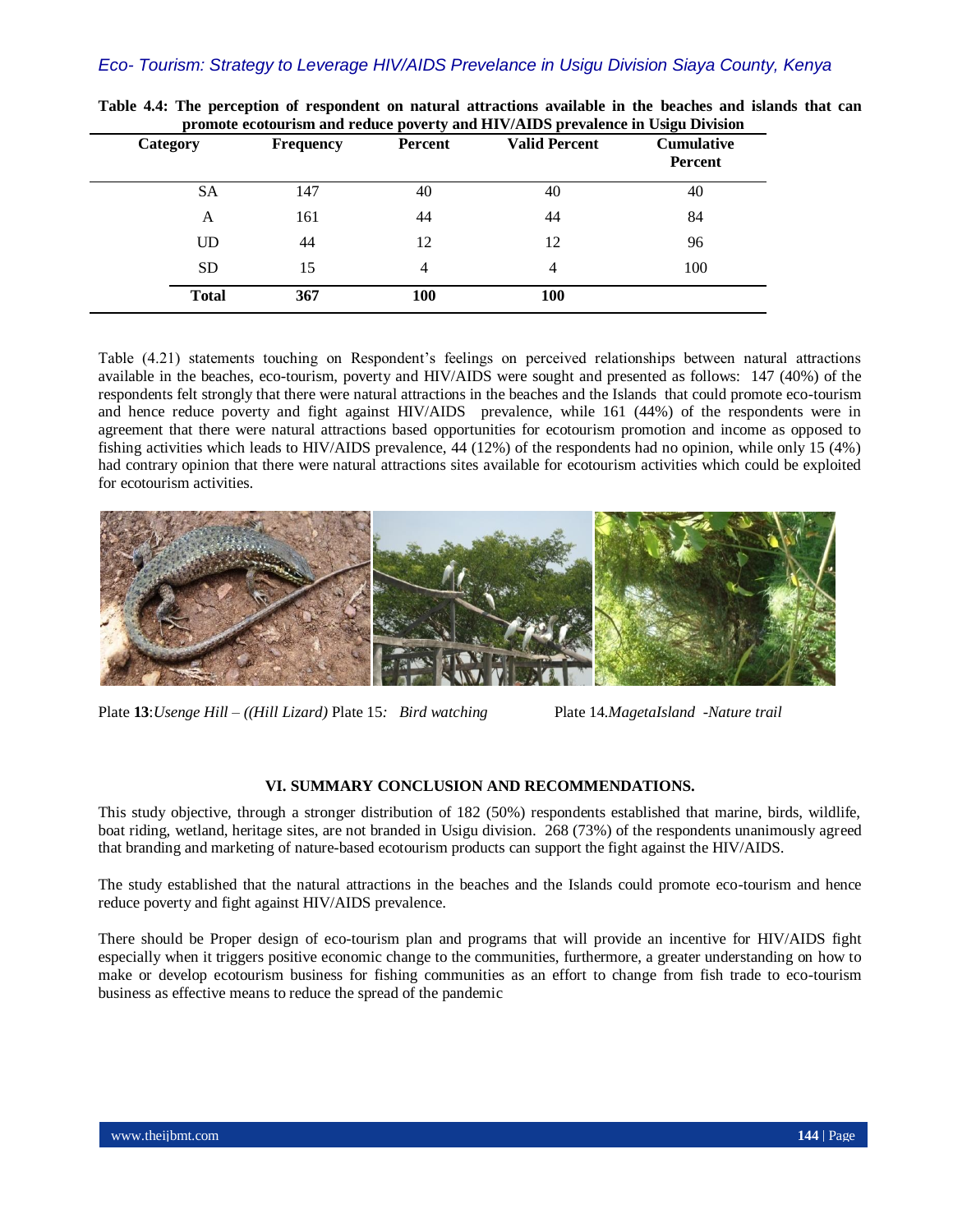**Table 4.4: The perception of respondent on natural attractions available in the beaches and islands that can promote ecotourism and reduce poverty and HIV/AIDS prevalence in Usigu Division**

| Category | Frequency | Percent | Valid Percent | Cumulative Percent |
|---|---|---|---|---|
| SA | 147 | 40 | 40 | 40 |
| A | 161 | 44 | 44 | 84 |
| UD | 44 | 12 | 12 | 96 |
| SD | 15 | 4 | 4 | 100 |
| **Total** | **367** | **100** | **100** | |

Table (4.21) statements touching on Respondent's feelings on perceived relationships between natural attractions available in the beaches, eco-tourism, poverty and HIV/AIDS were sought and presented as follows: 147 (40%) of the respondents felt strongly that there were natural attractions in the beaches and the Islands that could promote eco-tourism and hence reduce poverty and fight against HIV/AIDS prevalence, while 161 (44%) of the respondents were in agreement that there were natural attractions based opportunities for ecotourism promotion and income as opposed to fishing activities which leads to HIV/AIDS prevalence, 44 (12%) of the respondents had no opinion, while only 15 (4%) had contrary opinion that there were natural attractions sites available for ecotourism activities which could be exploited for ecotourism activities.

Plate **13**:*Usenge Hill – ((Hill Lizard)* Plate 15*: Bird watching* Plate 14.*MagetaIsland -Nature trail*

## VI. SUMMARY CONCLUSION AND RECOMMENDATIONS.

This study objective, through a stronger distribution of 182 (50%) respondents established that marine, birds, wildlife, boat riding, wetland, heritage sites, are not branded in Usigu division. 268 (73%) of the respondents unanimously agreed that branding and marketing of nature-based ecotourism products can support the fight against the HIV/AIDS.

The study established that the natural attractions in the beaches and the Islands could promote eco-tourism and hence reduce poverty and fight against HIV/AIDS prevalence.

There should be Proper design of eco-tourism plan and programs that will provide an incentive for HIV/AIDS fight especially when it triggers positive economic change to the communities, furthermore, a greater understanding on how to make or develop ecotourism business for fishing communities as an effort to change from fish trade to eco-tourism business as effective means to reduce the spread of the pandemic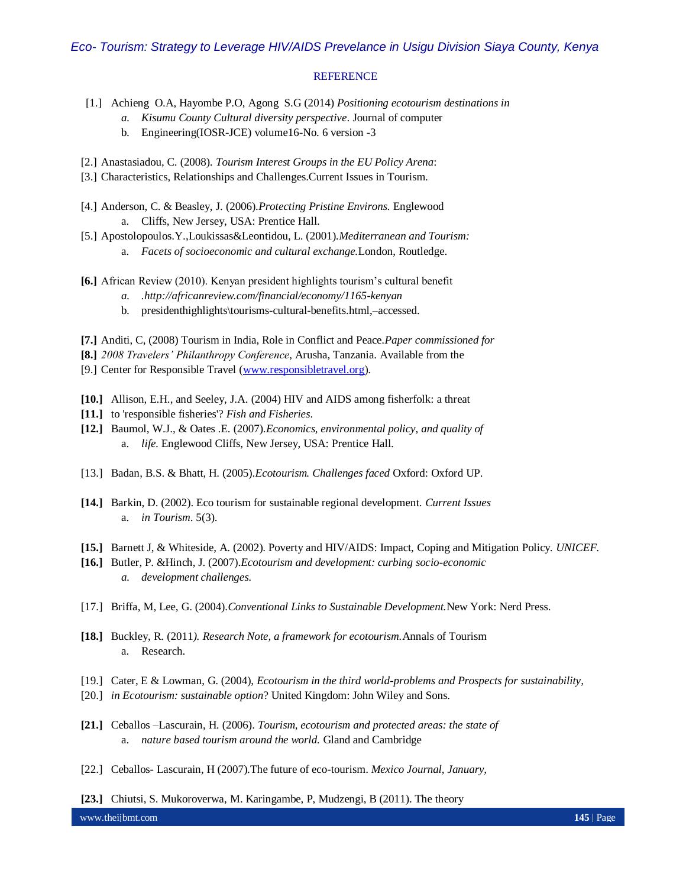## REFERENCE

[1.] Achieng O.A, Hayombe P.O, Agong S.G (2014) *Positioning ecotourism destinations in*
   a. *Kisumu County Cultural diversity perspective*. Journal of computer
   b. Engineering(IOSR-JCE) volume16-No. 6 version -3

[2.] Anastasiadou, C. (2008). *Tourism Interest Groups in the EU Policy Arena*:

[3.] Characteristics, Relationships and Challenges.Current Issues in Tourism.

[4.] Anderson, C. & Beasley, J. (2006).*Protecting Pristine Environs.* Englewood
   a. Cliffs, New Jersey, USA: Prentice Hall.

[5.] Apostolopoulos.Y.,Loukissas&Leontidou, L. (2001).*Mediterranean and Tourism:*
   a. *Facets of socioeconomic and cultural exchange.*London, Routledge.

**[6.]** African Review (2010). Kenyan president highlights tourism's cultural benefit
   a. *.http://africanreview.com/financial/economy/1165-kenyan*
   b. presidenthighlights\tourisms-cultural-benefits.html,–accessed.

**[7.]** Anditi, C, (2008) Tourism in India, Role in Conflict and Peace.*Paper commissioned for*

**[8.]** *2008 Travelers' Philanthropy Conference*, Arusha, Tanzania. Available from the

[9.] Center for Responsible Travel (www.responsibletravel.org).

**[10.]** Allison, E.H., and Seeley, J.A. (2004) HIV and AIDS among fisherfolk: a threat

**[11.]** to 'responsible fisheries'? *Fish and Fisheries*.

**[12.]** Baumol, W.J., & Oates .E. (2007).*Economics, environmental policy, and quality of*
   a. *life.* Englewood Cliffs, New Jersey, USA: Prentice Hall.

[13.] Badan, B.S. & Bhatt, H. (2005).*Ecotourism. Challenges faced* Oxford: Oxford UP.

**[14.]** Barkin, D. (2002). Eco tourism for sustainable regional development. *Current Issues*
   a. *in Tourism*. 5(3).

**[15.]** Barnett J, & Whiteside, A. (2002). Poverty and HIV/AIDS: Impact, Coping and Mitigation Policy. *UNICEF.*

**[16.]** Butler, P. &Hinch, J. (2007).*Ecotourism and development: curbing socio-economic*
   a. *development challenges.*

[17.] Briffa, M, Lee, G. (2004).*Conventional Links to Sustainable Development.*New York: Nerd Press.

**[18.]** Buckley, R. (2011*). Research Note, a framework for ecotourism.*Annals of Tourism
   a. Research.

[19.] Cater, E & Lowman, G. (2004), *Ecotourism in the third world-problems and Prospects for sustainability,*

[20.] *in Ecotourism: sustainable option*? United Kingdom: John Wiley and Sons.

**[21.]** Ceballos –Lascurain, H. (2006). *Tourism, ecotourism and protected areas: the state of*
   a. *nature based tourism around the world.* Gland and Cambridge

[22.] Ceballos- Lascurain, H (2007).The future of eco-tourism. *Mexico Journal, January,*

**[23.]** Chiutsi, S. Mukoroverwa, M. Karingambe, P, Mudzengi, B (2011). The theory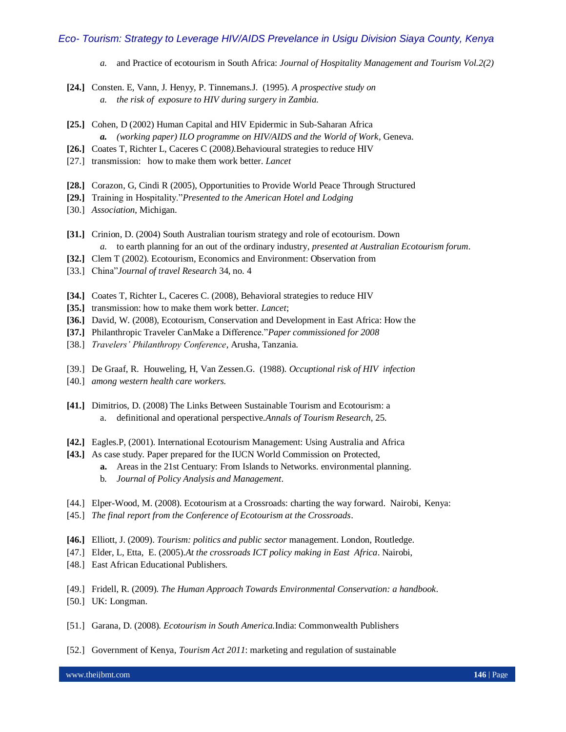a. and Practice of ecotourism in South Africa: *Journal of Hospitality Management and Tourism Vol.2(2)*

**[24.]** Consten. E, Vann, J. Henyy, P. Tinnemans.J. (1995). *A prospective study on*
   a. *the risk of exposure to HIV during surgery in Zambia.*

**[25.]** Cohen, D (2002) Human Capital and HIV Epidermic in Sub-Saharan Africa
   ***a.*** *(working paper) ILO programme on HIV/AIDS and the World of Work*, Geneva.

**[26.]** Coates T, Richter L, Caceres C (2008*).*Behavioural strategies to reduce HIV
[27.] transmission: how to make them work better. *Lancet*

**[28.]** Corazon, G, Cindi R (2005), Opportunities to Provide World Peace Through Structured
**[29.]** Training in Hospitality."*Presented to the American Hotel and Lodging*
[30.] *Association*, Michigan.

**[31.]** Crinion, D. (2004) South Australian tourism strategy and role of ecotourism. Down
   *a.* to earth planning for an out of the ordinary industry, *presented at Australian Ecotourism forum*.

**[32.]** Clem T (2002). Ecotourism, Economics and Environment: Observation from
[33.] China"*Journal of travel Research* 34, no. 4

**[34.]** Coates T, Richter L, Caceres C. (2008), Behavioral strategies to reduce HIV
**[35.]** transmission: how to make them work better. *Lancet*;
**[36.]** David, W. (2008), Ecotourism, Conservation and Development in East Africa: How the
**[37.]** Philanthropic Traveler CanMake a Difference."*Paper commissioned for 2008*
[38.] *Travelers' Philanthropy Conference*, Arusha, Tanzania.

[39.] De Graaf, R. Houweling, H, Van Zessen.G. (1988). *Occuptional risk of HIV infection*
[40.] *among western health care workers.*

**[41.]** Dimitrios, D. (2008) The Links Between Sustainable Tourism and Ecotourism: a
   a. definitional and operational perspective.*Annals of Tourism Research*, 25.

**[42.]** Eagles.P, (2001). International Ecotourism Management: Using Australia and Africa
**[43.]** As case study. Paper prepared for the IUCN World Commission on Protected,
   **a.** Areas in the 21st Centuary: From Islands to Networks. environmental planning.
   b. *Journal of Policy Analysis and Management*.

[44.] Elper-Wood, M. (2008). Ecotourism at a Crossroads: charting the way forward. Nairobi, Kenya:
[45.] *The final report from the Conference of Ecotourism at the Crossroads*.

**[46.]** Elliott, J. (2009). *Tourism: politics and public sector* management. London, Routledge.
[47.] Elder, L, Etta, E. (2005).*At the crossroads ICT policy making in East Africa*. Nairobi,
[48.] East African Educational Publishers.

[49.] Fridell, R. (2009). *The Human Approach Towards Environmental Conservation: a handbook*.
[50.] UK: Longman.

[51.] Garana, D. (2008). *Ecotourism in South America.*India: Commonwealth Publishers

[52.] Government of Kenya, *Tourism Act 2011*: marketing and regulation of sustainable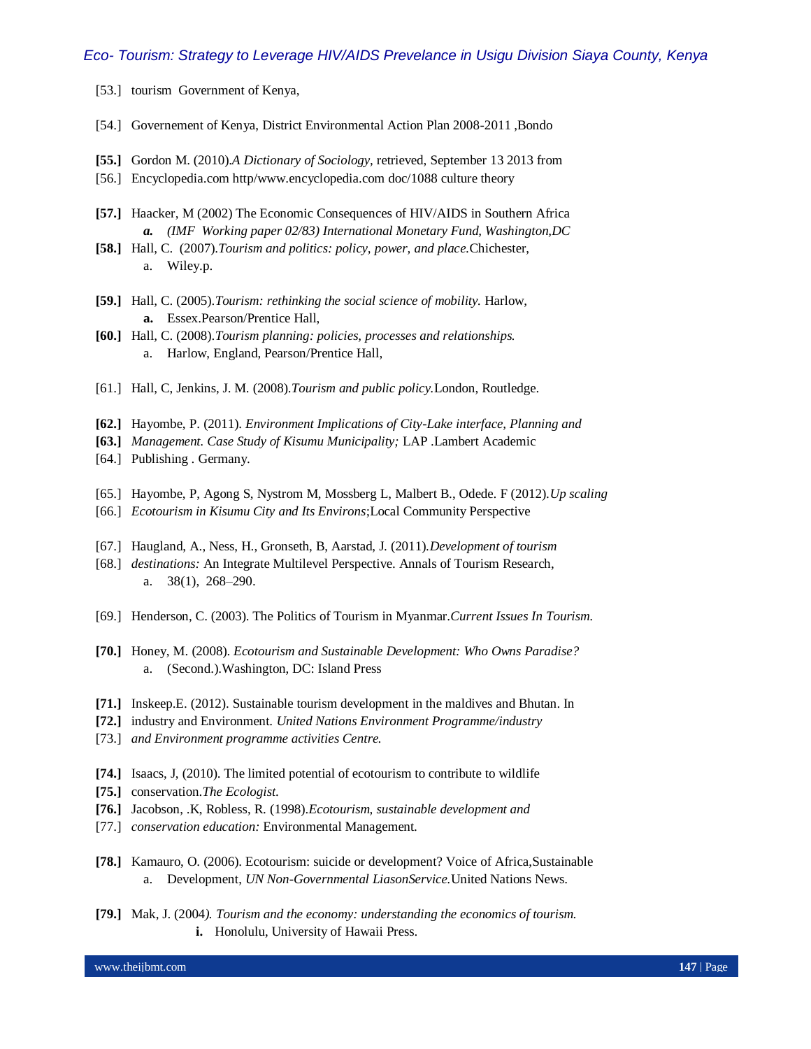[53.] tourism Government of Kenya,

[54.] Governement of Kenya, District Environmental Action Plan 2008-2011 ,Bondo

**[55.]** Gordon M. (2010).*A Dictionary of Sociology*, retrieved, September 13 2013 from

[56.] Encyclopedia.com http/www.encyclopedia.com doc/1088 culture theory

**[57.]** Haacker, M (2002) The Economic Consequences of HIV/AIDS in Southern Africa

   ***a.*** *(IMF Working paper 02/83) International Monetary Fund, Washington,DC*

**[58.]** Hall, C. (2007).*Tourism and politics: policy, power, and place.*Chichester,

   a. Wiley.p.

**[59.]** Hall, C. (2005).*Tourism: rethinking the social science of mobility.* Harlow,

   **a.** Essex.Pearson/Prentice Hall,

**[60.]** Hall, C. (2008).*Tourism planning: policies, processes and relationships.*

   a. Harlow, England, Pearson/Prentice Hall,

[61.] Hall, C, Jenkins, J. M. (2008).*Tourism and public policy.*London, Routledge.

**[62.]** Hayombe, P. (2011). *Environment Implications of City-Lake interface, Planning and*

**[63.]** *Management. Case Study of Kisumu Municipality;* LAP .Lambert Academic

[64.] Publishing . Germany.

[65.] Hayombe, P, Agong S, Nystrom M, Mossberg L, Malbert B., Odede. F (2012).*Up scaling*

[66.] *Ecotourism in Kisumu City and Its Environs*;Local Community Perspective

[67.] Haugland, A., Ness, H., Gronseth, B, Aarstad, J. (2011).*Development of tourism*

[68.] *destinations:* An Integrate Multilevel Perspective. Annals of Tourism Research,

   a. 38(1), 268–290.

[69.] Henderson, C. (2003). The Politics of Tourism in Myanmar.*Current Issues In Tourism.*

**[70.]** Honey, M. (2008). *Ecotourism and Sustainable Development: Who Owns Paradise?*

   a. (Second.).Washington, DC: Island Press

**[71.]** Inskeep.E. (2012). Sustainable tourism development in the maldives and Bhutan. In

**[72.]** industry and Environment. *United Nations Environment Programme/industry*

[73.] *and Environment programme activities Centre.*

**[74.]** Isaacs, J, (2010). The limited potential of ecotourism to contribute to wildlife

**[75.]** conservation.*The Ecologist.*

**[76.]** Jacobson, .K, Robless, R. (1998).*Ecotourism, sustainable development and*

[77.] *conservation education:* Environmental Management.

**[78.]** Kamauro, O. (2006). Ecotourism: suicide or development? Voice of Africa,Sustainable

   a. Development, *UN Non-Governmental LiasonService.*United Nations News.

**[79.]** Mak, J. (2004*). Tourism and the economy: understanding the economics of tourism.*

   **i.** Honolulu, University of Hawaii Press.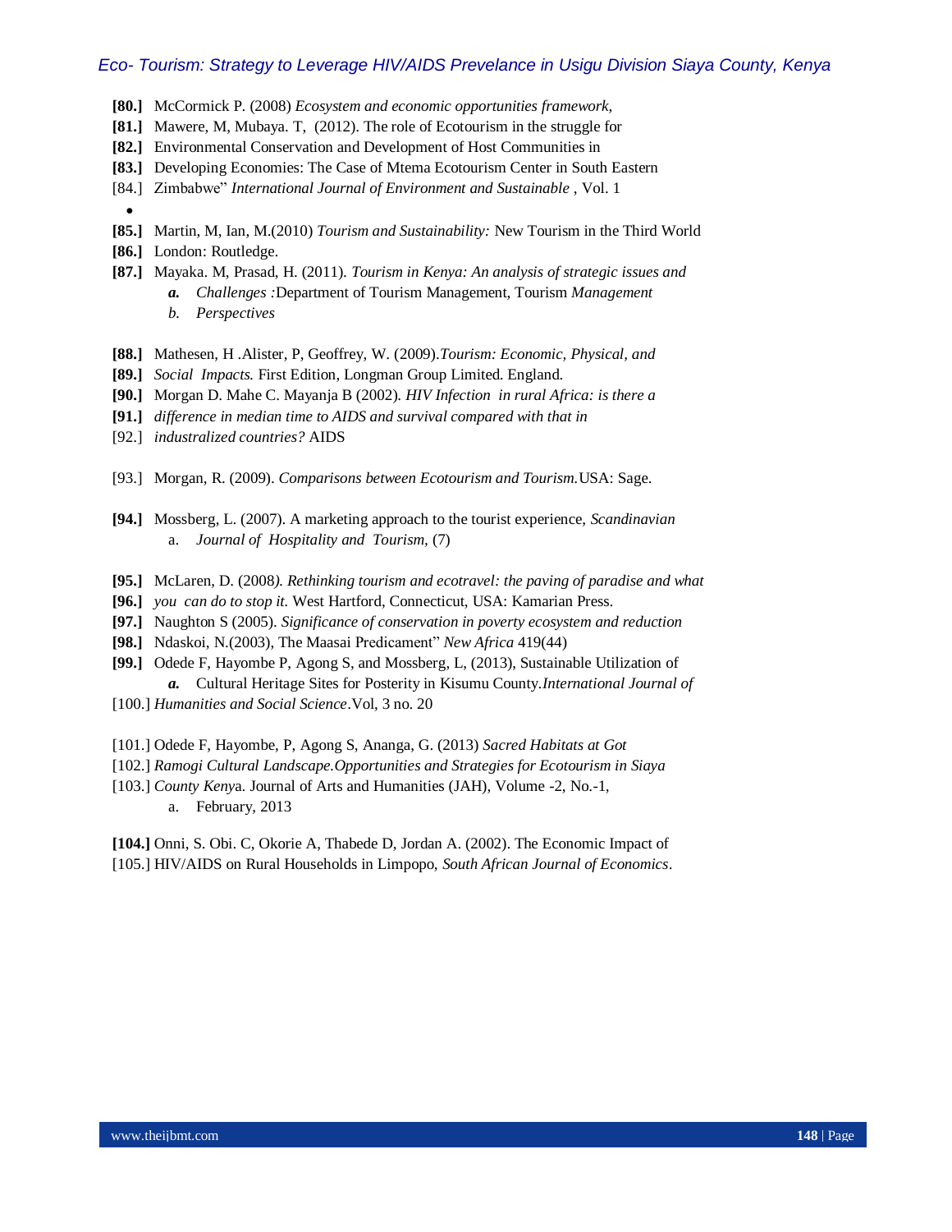**[80.]** McCormick P. (2008) *Ecosystem and economic opportunities framework,*
**[81.]** Mawere, M, Mubaya. T, (2012). The role of Ecotourism in the struggle for
**[82.]** Environmental Conservation and Development of Host Communities in
**[83.]** Developing Economies: The Case of Mtema Ecotourism Center in South Eastern
[84.] Zimbabwe" *International Journal of Environment and Sustainable* , Vol. 1

- 

**[85.]** Martin, M, Ian, M.(2010) *Tourism and Sustainability:* New Tourism in the Third World
**[86.]** London: Routledge.
**[87.]** Mayaka. M, Prasad, H. (2011). *Tourism in Kenya: An analysis of strategic issues and*

   ***a.*** *Challenges :*Department of Tourism Management, Tourism *Management*
   *b.* *Perspectives*

**[88.]** Mathesen, H .Alister, P, Geoffrey, W. (2009).*Tourism: Economic, Physical, and*
**[89.]** *Social Impacts.* First Edition, Longman Group Limited. England.
**[90.]** Morgan D. Mahe C. Mayanja B (2002). *HIV Infection in rural Africa: is there a*
**[91.]** *difference in median time to AIDS and survival compared with that in*
[92.] *industralized countries?* AIDS

[93.] Morgan, R. (2009). *Comparisons between Ecotourism and Tourism.*USA: Sage.

**[94.]** Mossberg, L. (2007). A marketing approach to the tourist experience, *Scandinavian*

   a. *Journal of Hospitality and Tourism,* (7)

**[95.]** McLaren, D. (2008*). Rethinking tourism and ecotravel: the paving of paradise and what*
**[96.]** *you can do to stop it.* West Hartford, Connecticut, USA: Kamarian Press.
**[97.]** Naughton S (2005). *Significance of conservation in poverty ecosystem and reduction*
**[98.]** Ndaskoi, N.(2003), The Maasai Predicament" *New Africa* 419(44)
**[99.]** Odede F, Hayombe P, Agong S, and Mossberg, L, (2013), Sustainable Utilization of

   ***a.*** Cultural Heritage Sites for Posterity in Kisumu County.*International Journal of*

[100.] *Humanities and Social Science*.Vol, 3 no. 20

[101.] Odede F, Hayombe, P, Agong S, Ananga, G. (2013) *Sacred Habitats at Got*
[102.] *Ramogi Cultural Landscape.Opportunities and Strategies for Ecotourism in Siaya*
[103.] *County Keny*a. Journal of Arts and Humanities (JAH), Volume -2, No.-1,

   a. February, 2013

**[104.]** Onni, S. Obi. C, Okorie A, Thabede D, Jordan A. (2002). The Economic Impact of
[105.] HIV/AIDS on Rural Households in Limpopo, *South African Journal of Economics*.